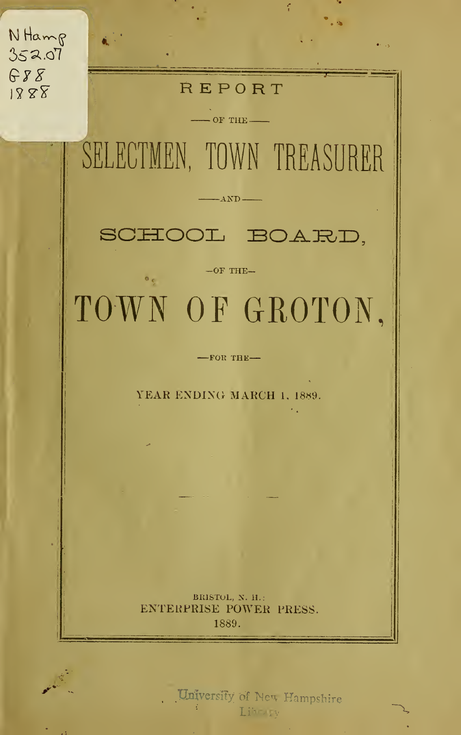# REPORT

OF THE

# SELECTMEN, TOWN TREASURER

AND

# SCHOOL BOARD,

OF THE

# TOWN OF GROTON,

FOR THE

YEAR ENDING MARCH 1, 1889.

BRISTOL, N. H.:
ENTERPRISE POWER PRESS.
1889.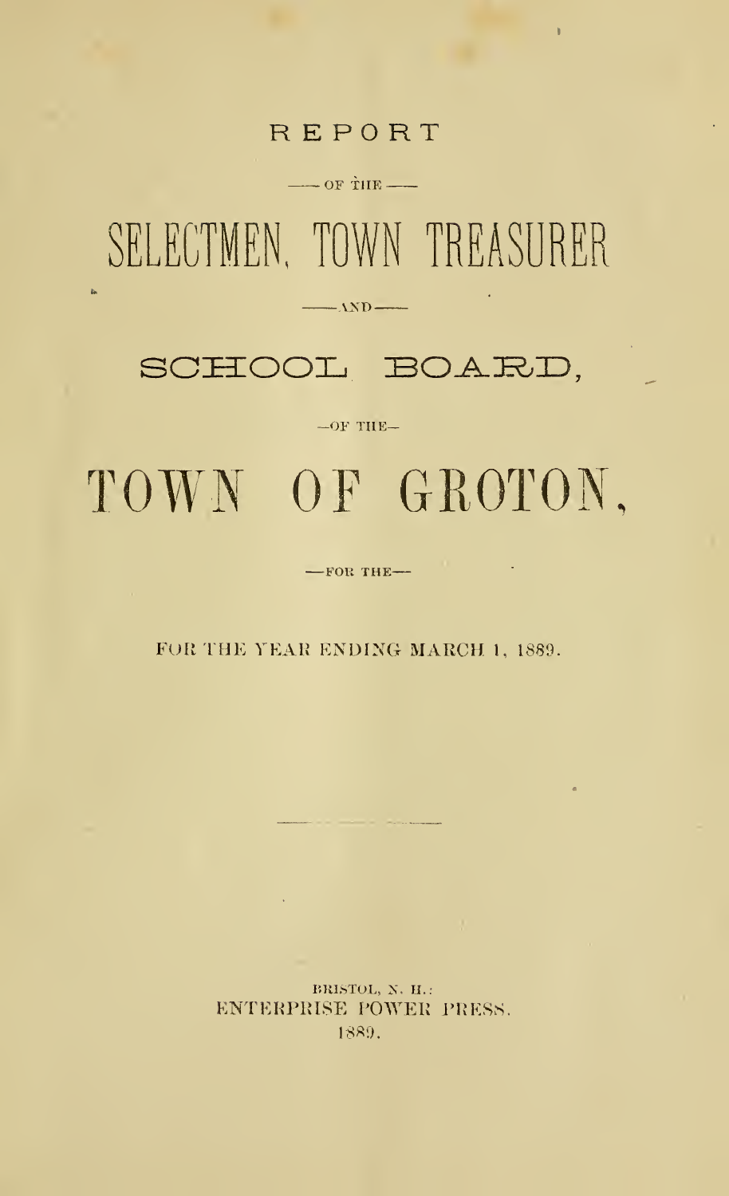# REPORT

—— OF THE ——

# SELECTMEN, TOWN TREASURER

—— AND ——

# SCHOOL BOARD,

—OF THE—

# TOWN OF GROTON,

—FOR THE—

FOR THE YEAR ENDING MARCH 1, 1889.

BRISTOL, N. H.:
ENTERPRISE POWER PRESS.
1889.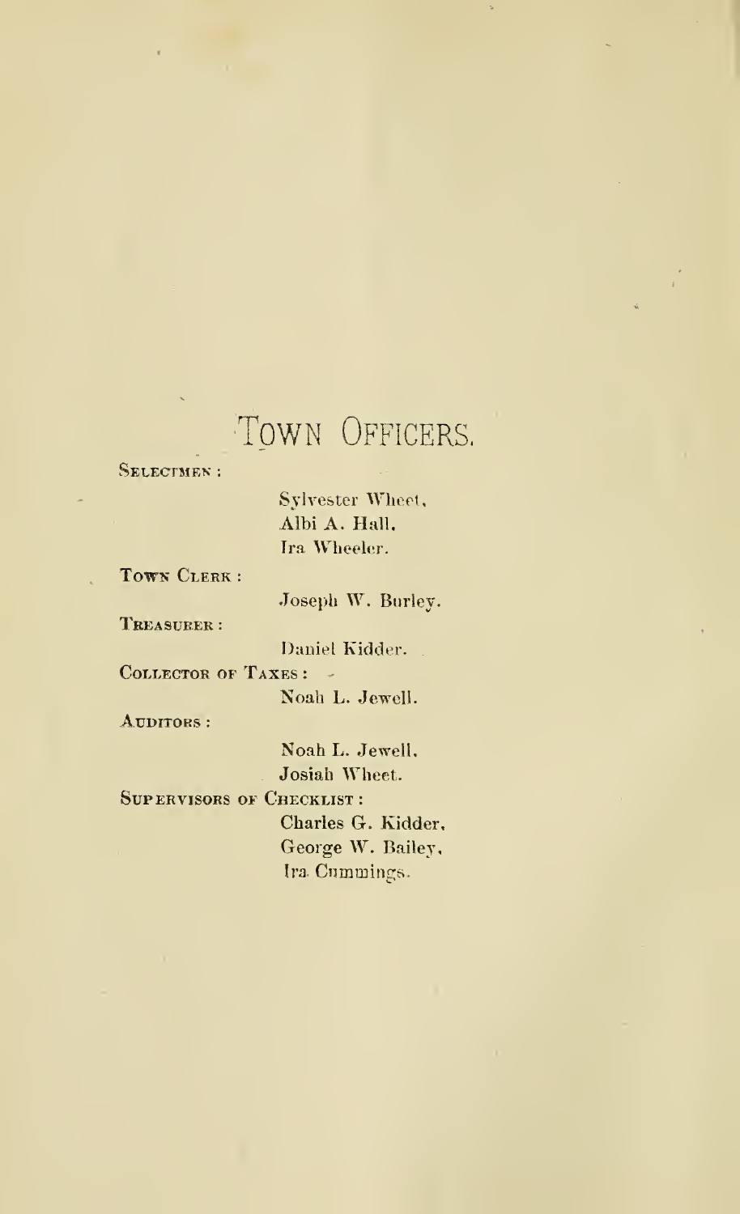# Town Officers.

**Selectmen:**

Sylvester Wheet,
Albi A. Hall,
Ira Wheeler.

**Town Clerk:**

Joseph W. Burley.

**Treasurer:**

Daniel Kidder.

**Collector of Taxes:**

Noah L. Jewell.

**Auditors:**

Noah L. Jewell,
Josiah Wheet.

**Supervisors of Checklist:**

Charles G. Kidder,
George W. Bailey,
Ira Cummings.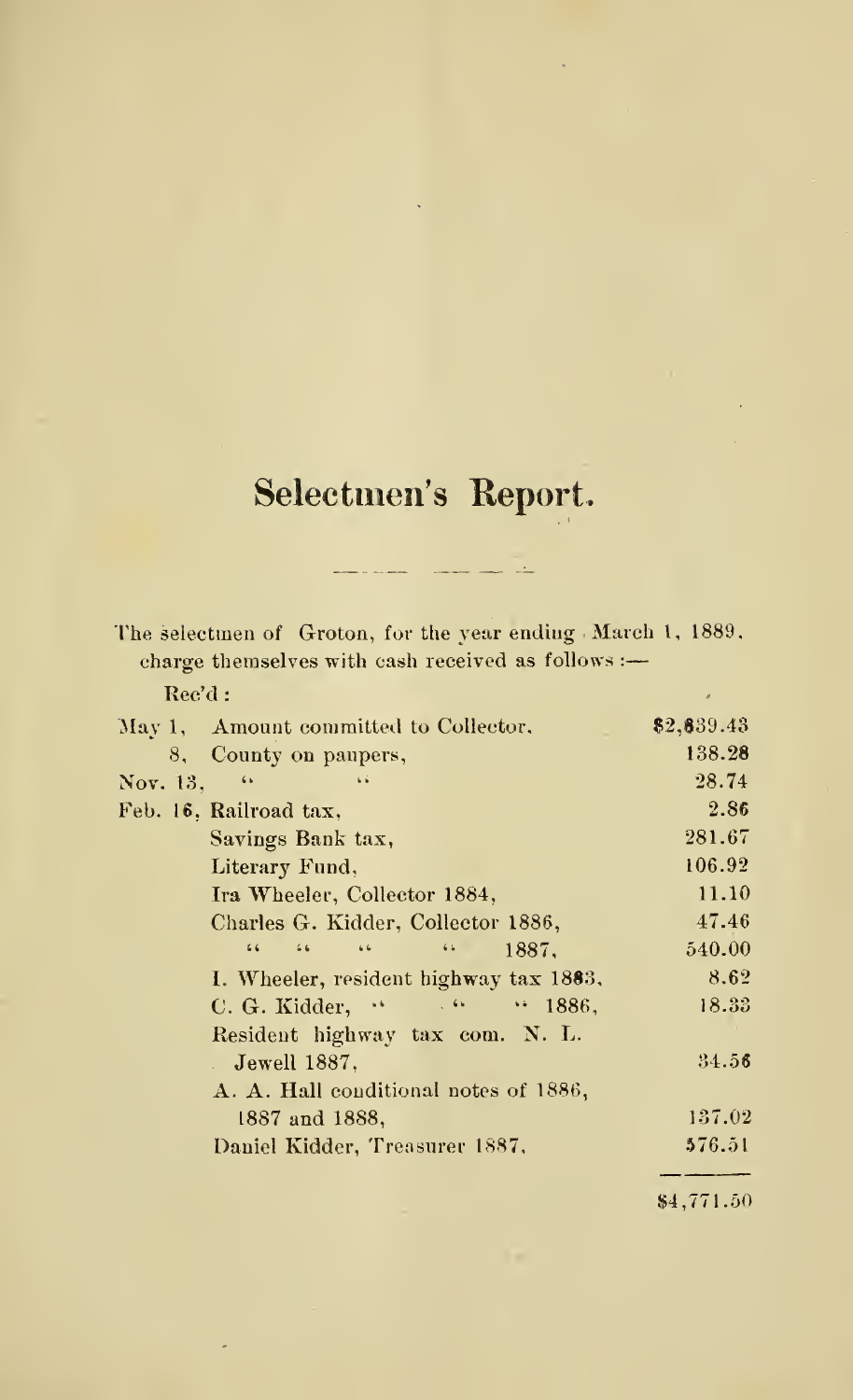# Selectmen's Report.

The selectmen of Groton, for the year ending March 1, 1889, charge themselves with cash received as follows :—

Rec'd :

| | | |
|---|---|---|
| May 1, | Amount committed to Collector, | $2,839.43 |
| 8, | County on paupers, | 138.28 |
| Nov. 13, | " " | 28.74 |
| Feb. 16, | Railroad tax, | 2.86 |
| | Savings Bank tax, | 281.67 |
| | Literary Fund, | 106.92 |
| | Ira Wheeler, Collector 1884, | 11.10 |
| | Charles G. Kidder, Collector 1886, | 47.46 |
| | " " " " 1887, | 540.00 |
| | I. Wheeler, resident highway tax 1883, | 8.62 |
| | C. G. Kidder, " " " 1886, | 18.33 |
| | Resident highway tax com. N. L. Jewell 1887, | 34.56 |
| | A. A. Hall conditional notes of 1886, 1887 and 1888, | 137.02 |
| | Daniel Kidder, Treasurer 1887, | 576.51 |
| | | $4,771.50 |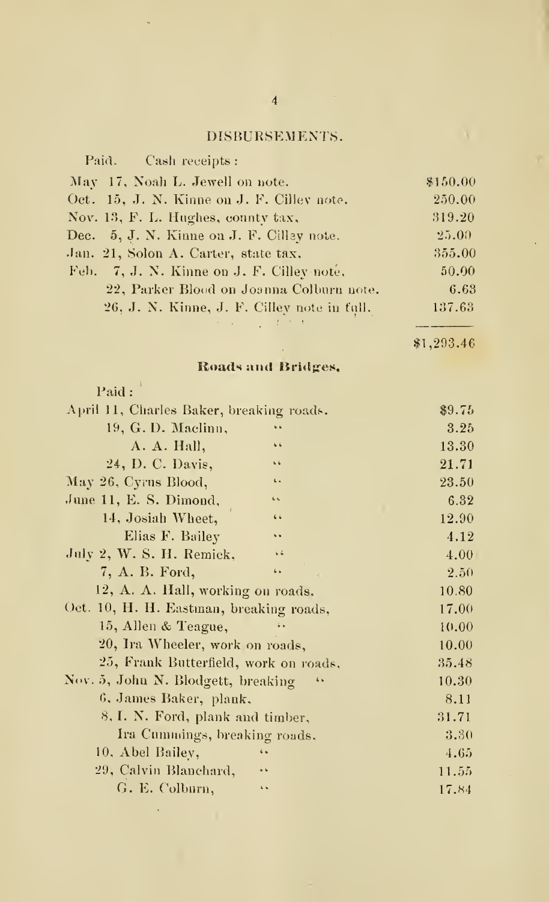## DISBURSEMENTS.

Paid. Cash receipts :

| | |
|---|---|
| May 17, Noah L. Jewell on note. | $150.00 |
| Oct. 15, J. N. Kinne on J. F. Cilley note. | 250.00 |
| Nov. 13, F. L. Hughes, county tax, | 319.20 |
| Dec. 5, J. N. Kinne on J. F. Cilley note. | 25.00 |
| Jan. 21, Solon A. Carter, state tax, | 355.00 |
| Feb. 7, J. N. Kinne on J. F. Cilley note. | 50.00 |
| 22, Parker Blood on Joanna Colburn note. | 6.63 |
| 26, J. N. Kinne, J. F. Cilley note in full. | 137.63 |
| | $1,293.46 |

### Roads and Bridges.

Paid :

| | |
|---|---|
| April 11, Charles Baker, breaking roads. | $9.75 |
| 19, G. D. Maclinn, " | 3.25 |
| A. A. Hall, " | 13.30 |
| 24, D. C. Davis, " | 21.71 |
| May 26, Cyrus Blood, " | 23.50 |
| June 11, E. S. Dimond, " | 6.32 |
| 14, Josiah Wheet, " | 12.90 |
| Elias F. Bailey " | 4.12 |
| July 2, W. S. H. Remick, " | 4.00 |
| 7, A. B. Ford, " | 2.50 |
| 12, A. A. Hall, working on roads. | 10.80 |
| Oct. 10, H. H. Eastman, breaking roads, | 17.00 |
| 15, Allen & Teague, " | 10.00 |
| 20, Ira Wheeler, work on roads, | 10.00 |
| 25, Frank Butterfield, work on roads, | 35.48 |
| Nov. 5, John N. Blodgett, breaking " | 10.30 |
| 6, James Baker, plank, | 8.11 |
| 8, I. N. Ford, plank and timber, | 31.71 |
| Ira Cummings, breaking roads, | 3.30 |
| 10, Abel Bailey, " | 4.65 |
| 29, Calvin Blanchard, " | 11.55 |
| G. E. Colburn, " | 17.84 |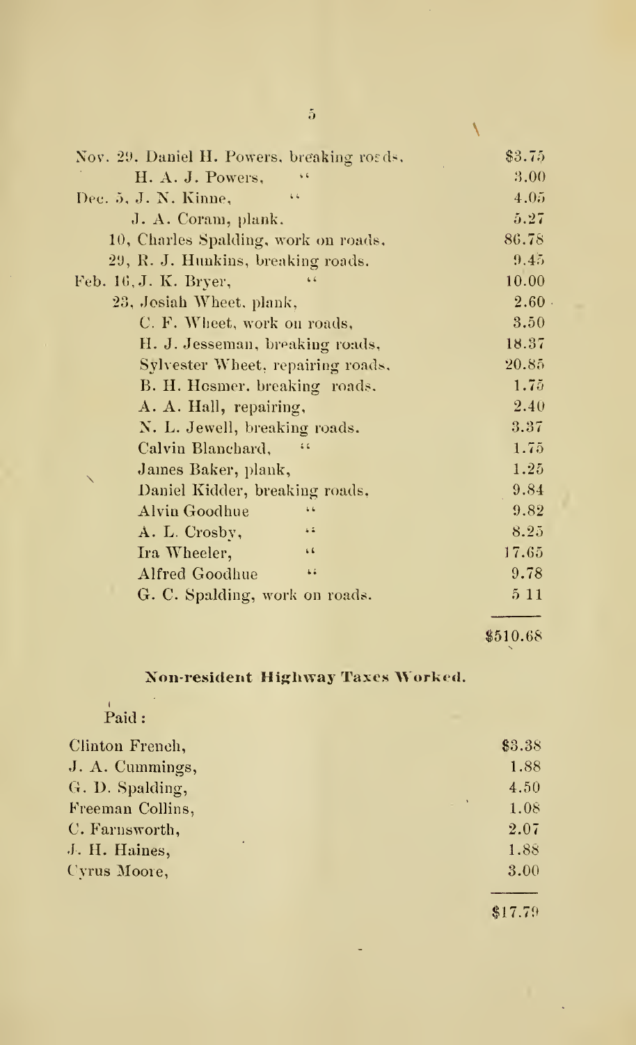| | |
|---|---|
| Nov. 29. Daniel H. Powers, breaking roads, | $3.75 |
| H. A. J. Powers, " | 3.00 |
| Dec. 5, J. N. Kinne, " | 4.05 |
| J. A. Coram, plank. | 5.27 |
| 10, Charles Spalding, work on roads, | 86.78 |
| 29, R. J. Hunkins, breaking roads. | 9.45 |
| Feb. 16, J. K. Bryer, " | 10.00 |
| 23, Josiah Wheet, plank, | 2.60 |
| C. F. Wheet, work on roads, | 3.50 |
| H. J. Jesseman, breaking roads, | 18.37 |
| Sylvester Wheet, repairing roads, | 20.85 |
| B. H. Hosmer, breaking roads. | 1.75 |
| A. A. Hall, repairing, | 2.40 |
| N. L. Jewell, breaking roads. | 3.37 |
| Calvin Blanchard, " | 1.75 |
| James Baker, plank, | 1.25 |
| Daniel Kidder, breaking roads, | 9.84 |
| Alvin Goodhue " | 9.82 |
| A. L. Crosby, " | 8.25 |
| Ira Wheeler, " | 17.65 |
| Alfred Goodhue " | 9.78 |
| G. C. Spalding, work on roads. | 5 11 |
| | $510.68 |

## Non-resident Highway Taxes Worked.

Paid:

| | |
|---|---|
| Clinton French, | $3.38 |
| J. A. Cummings, | 1.88 |
| G. D. Spalding, | 4.50 |
| Freeman Collins, | 1.08 |
| C. Farnsworth, | 2.07 |
| J. H. Haines, | 1.88 |
| Cyrus Moore, | 3.00 |
| | $17.79 |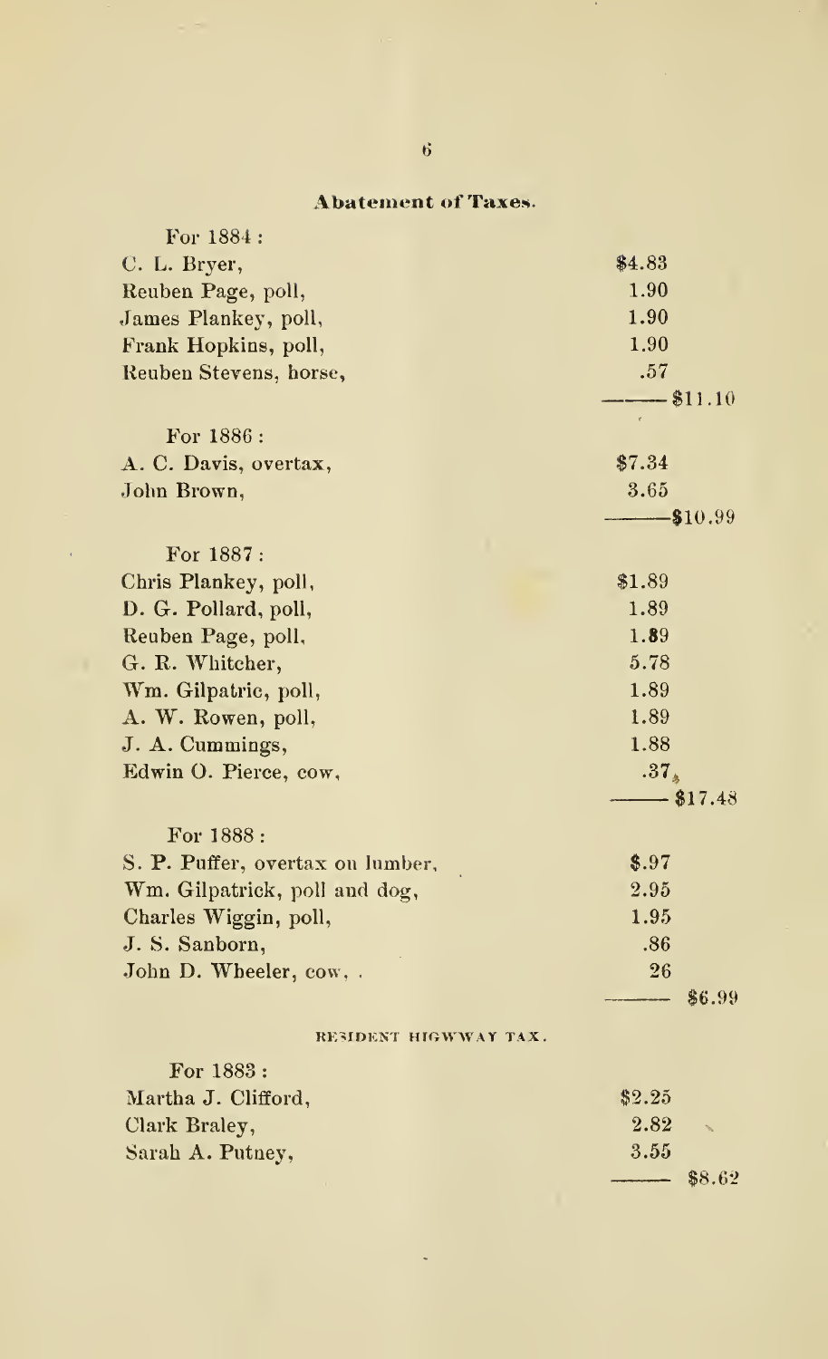## Abatement of Taxes.

| | | |
|---|---|---|
| For 1884: | | |
| C. L. Bryer, | $4.83 | |
| Reuben Page, poll, | 1.90 | |
| James Plankey, poll, | 1.90 | |
| Frank Hopkins, poll, | 1.90 | |
| Reuben Stevens, horse, | .57 | |
| | | $11.10 |
| For 1886: | | |
| A. C. Davis, overtax, | $7.34 | |
| John Brown, | 3.65 | |
| | | $10.99 |
| For 1887: | | |
| Chris Plankey, poll, | $1.89 | |
| D. G. Pollard, poll, | 1.89 | |
| Reuben Page, poll, | 1.89 | |
| G. R. Whitcher, | 5.78 | |
| Wm. Gilpatric, poll, | 1.89 | |
| A. W. Rowen, poll, | 1.89 | |
| J. A. Cummings, | 1.88 | |
| Edwin O. Pierce, cow, | .37 | |
| | | $17.48 |
| For 1888: | | |
| S. P. Puffer, overtax on lumber, | $.97 | |
| Wm. Gilpatrick, poll and dog, | 2.95 | |
| Charles Wiggin, poll, | 1.95 | |
| J. S. Sanborn, | .86 | |
| John D. Wheeler, cow, . | 26 | |
| | | $6.99 |

RESIDENT HIGWWAY TAX.

| | | |
|---|---|---|
| For 1883: | | |
| Martha J. Clifford, | $2.25 | |
| Clark Braley, | 2.82 | |
| Sarah A. Putney, | 3.55 | |
| | | $8.62 |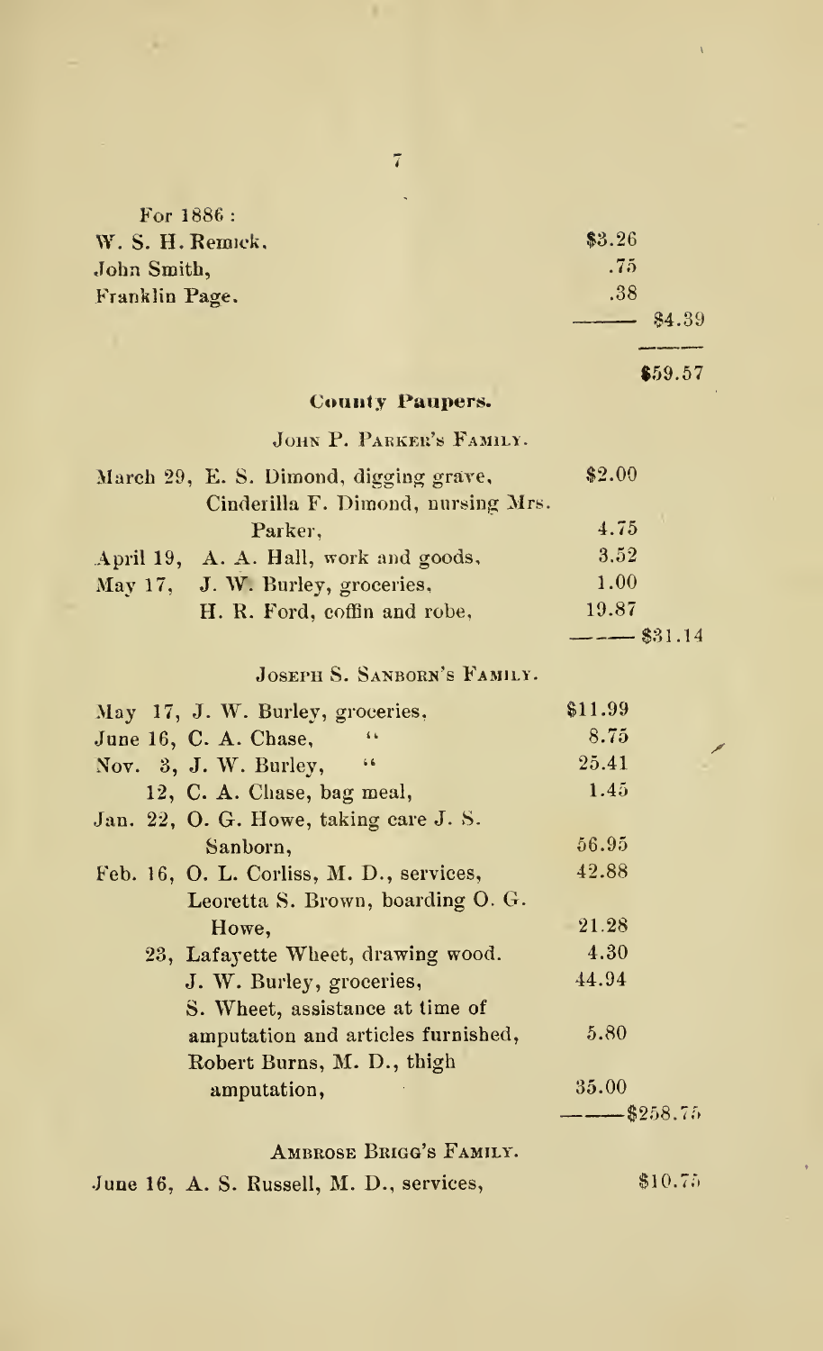For 1886:

| | | |
|---|---|---|
| W. S. H. Remick, | $3.26 | |
| John Smith, | .75 | |
| Franklin Page. | .38 | |
| | | $4.39 |
| | | $59.57 |

### County Paupers.

#### John P. Parker's Family.

| | | |
|---|---|---|
| March 29, E. S. Dimond, digging grave, | $2.00 | |
| Cinderilla F. Dimond, nursing Mrs. Parker, | 4.75 | |
| April 19, A. A. Hall, work and goods, | 3.52 | |
| May 17, J. W. Burley, groceries, | 1.00 | |
| H. R. Ford, coffin and robe, | 19.87 | |
| | | $31.14 |

#### Joseph S. Sanborn's Family.

| | | |
|---|---|---|
| May 17, J. W. Burley, groceries, | $11.99 | |
| June 16, C. A. Chase, " | 8.75 | |
| Nov. 3, J. W. Burley, " | 25.41 | |
| 12, C. A. Chase, bag meal, | 1.45 | |
| Jan. 22, O. G. Howe, taking care J. S. Sanborn, | 56.95 | |
| Feb. 16, O. L. Corliss, M. D., services, | 42.88 | |
| Leoretta S. Brown, boarding O. G. Howe, | 21.28 | |
| 23, Lafayette Wheet, drawing wood. | 4.30 | |
| J. W. Burley, groceries, | 44.94 | |
| S. Wheet, assistance at time of amputation and articles furnished, | 5.80 | |
| Robert Burns, M. D., thigh amputation, | 35.00 | |
| | | $258.75 |

#### Ambrose Brigg's Family.

| | | |
|---|---|---|
| June 16, A. S. Russell, M. D., services, | | $10.75 |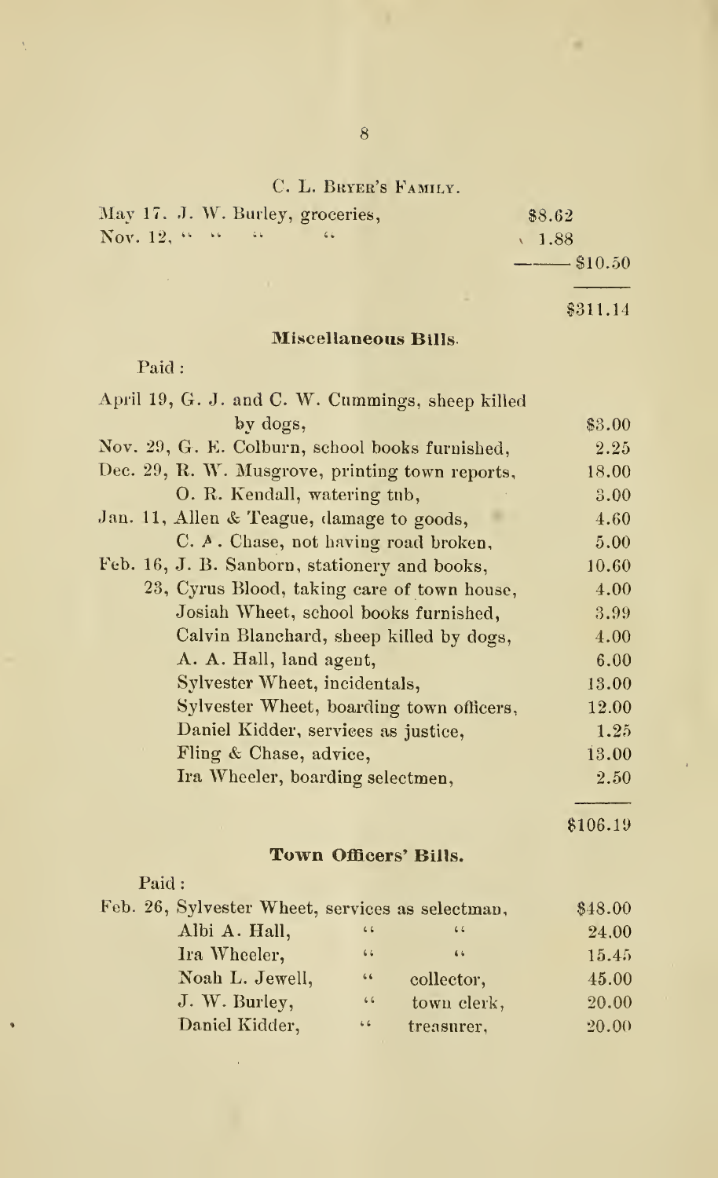C. L. BRYER'S FAMILY.

| | | |
|---|---|---|
| May 17. J. W. Burley, groceries, | $8.62 | |
| Nov. 12, " " " " | 1.88 | |
| | | $10.50 |
| | | $311.14 |

### Miscellaneous Bills.

Paid :

| | |
|---|---|
| April 19, G. J. and C. W. Cummings, sheep killed by dogs, | $3.00 |
| Nov. 29, G. E. Colburn, school books furnished, | 2.25 |
| Dec. 29, R. W. Musgrove, printing town reports, | 18.00 |
| O. R. Kendall, watering tub, | 3.00 |
| Jan. 11, Allen & Teague, damage to goods, | 4.60 |
| C. A. Chase, not having road broken, | 5.00 |
| Feb. 16, J. B. Sanborn, stationery and books, | 10.60 |
| 23, Cyrus Blood, taking care of town house, | 4.00 |
| Josiah Wheet, school books furnished, | 3.99 |
| Calvin Blanchard, sheep killed by dogs, | 4.00 |
| A. A. Hall, land agent, | 6.00 |
| Sylvester Wheet, incidentals, | 13.00 |
| Sylvester Wheet, boarding town officers, | 12.00 |
| Daniel Kidder, services as justice, | 1.25 |
| Fling & Chase, advice, | 13.00 |
| Ira Wheeler, boarding selectmen, | 2.50 |
| | $106.19 |

### Town Officers' Bills.

Paid :

| | | | |
|---|---|---|---|
| Feb. 26, Sylvester Wheet, | services as | selectman, | $48.00 |
| Albi A. Hall, | " | " | 24.00 |
| Ira Wheeler, | " | " | 15.45 |
| Noah L. Jewell, | " | collector, | 45.00 |
| J. W. Burley, | " | town clerk, | 20.00 |
| Daniel Kidder, | " | treasurer, | 20.00 |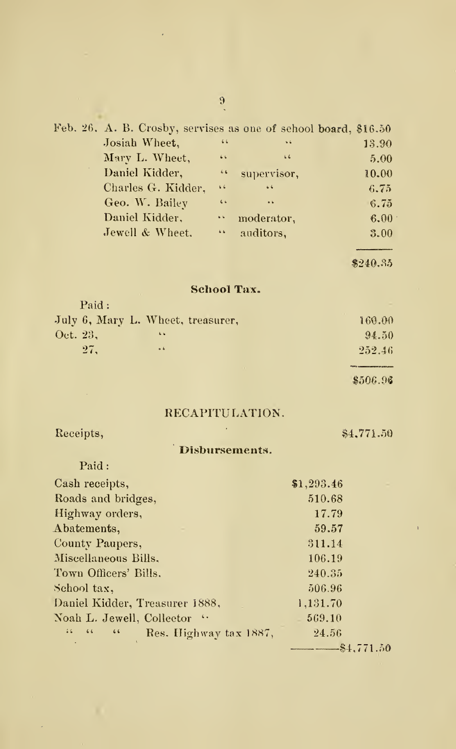| | | |
|---|---|---|
| Feb. 26. A. B. Crosby, servises as one of school board, | | $16.50 |
| Josiah Wheet, | " " | 13.90 |
| Mary L. Wheet, | " " | 5.00 |
| Daniel Kidder, | " supervisor, | 10.00 |
| Charles G. Kidder, | " " | 6.75 |
| Geo. W. Bailey | " " | 6.75 |
| Daniel Kidder, | " moderator, | 6.00 |
| Jewell & Wheet. | " auditors, | 3.00 |
| | | $240.35 |

### School Tax.

Paid:

| | |
|---|---|
| July 6, Mary L. Wheet, treasurer, | 160.00 |
| Oct. 23, " | 94.50 |
| 27, " | 252.46 |
| | $506.96 |

## RECAPITULATION.

| | | |
|---|---|---|
| Receipts, | | $4,771.50 |

### Disbursements.

Paid:

| | | |
|---|---|---|
| Cash receipts, | $1,293.46 | |
| Roads and bridges, | 510.68 | |
| Highway orders, | 17.79 | |
| Abatements, | 59.57 | |
| County Paupers, | 311.14 | |
| Miscellaneous Bills. | 106.19 | |
| Town Officers' Bills. | 240.35 | |
| School tax, | 506.96 | |
| Daniel Kidder, Treasurer 1888, | 1,131.70 | |
| Noah L. Jewell, Collector " | 569.10 | |
| " " " Res. Highway tax 1887, | 24.56 | |
| | | $4,771.50 |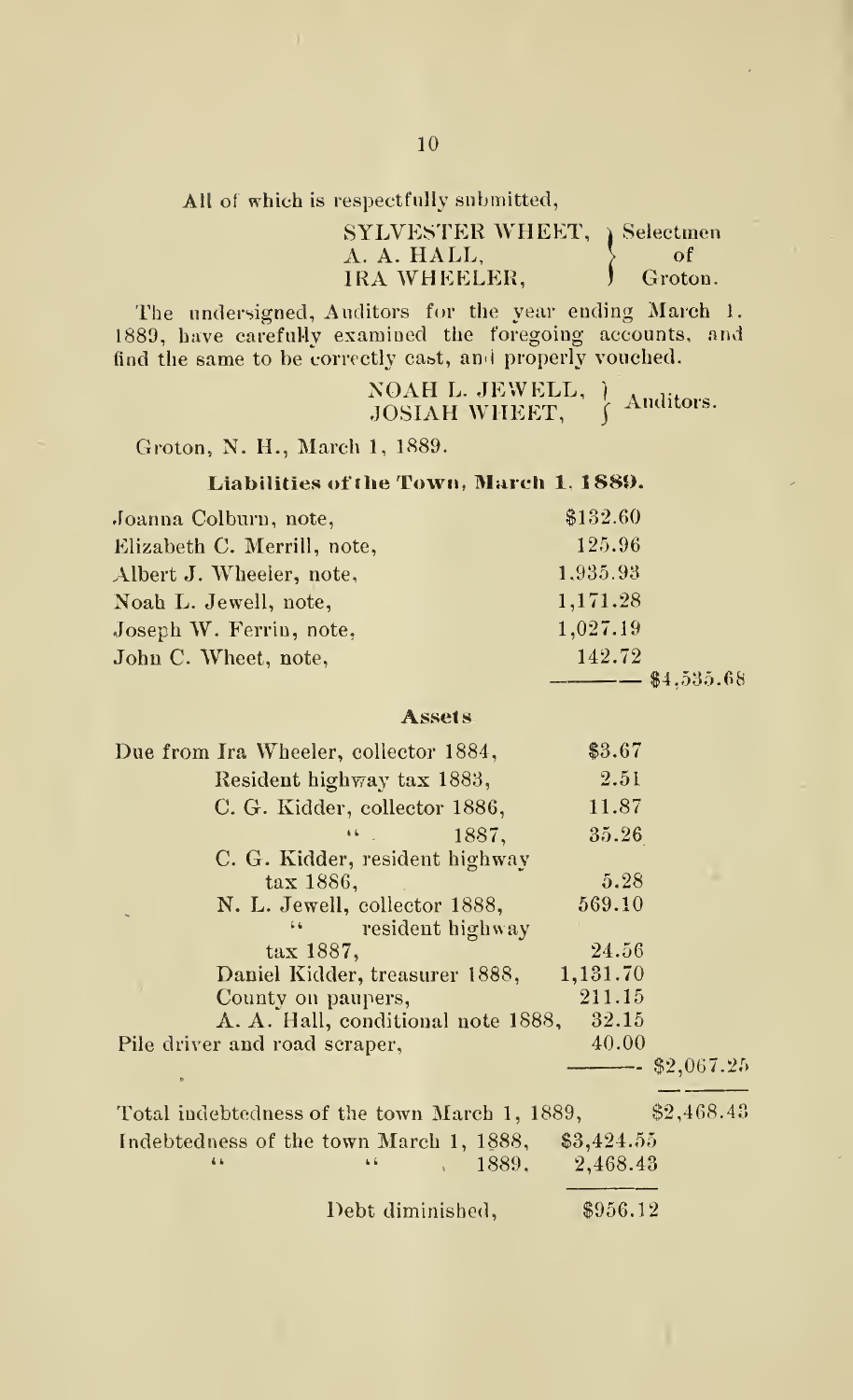All of which is respectfully submitted,

SYLVESTER WHEET,
A. A. HALL,
IRA WHEELER,
Selectmen of Groton.

The undersigned, Auditors for the year ending March 1. 1889, have carefully examined the foregoing accounts, and find the same to be correctly cast, and properly vouched.

NOAH L. JEWELL,
JOSIAH WHEET,
Auditors.

Groton, N. H., March 1, 1889.

### Liabilities of the Town, March 1, 1889.

| | | |
|---|---|---|
| Joanna Colburn, note, | $132.60 | |
| Elizabeth C. Merrill, note, | 125.96 | |
| Albert J. Wheeler, note, | 1,935.93 | |
| Noah L. Jewell, note, | 1,171.28 | |
| Joseph W. Ferrin, note, | 1,027.19 | |
| John C. Wheet, note, | 142.72 | |
| | | $4,535.68 |

### Assets

| | | |
|---|---|---|
| Due from Ira Wheeler, collector 1884, | $3.67 | |
| Resident highway tax 1883, | 2.51 | |
| C. G. Kidder, collector 1886, | 11.87 | |
| " 1887, | 35.26 | |
| C. G. Kidder, resident highway tax 1886, | 5.28 | |
| N. L. Jewell, collector 1888, | 569.10 | |
| " resident highway tax 1887, | 24.56 | |
| Daniel Kidder, treasurer 1888, | 1,131.70 | |
| County on paupers, | 211.15 | |
| A. A. Hall, conditional note 1888, | 32.15 | |
| Pile driver and road scraper, | 40.00 | |
| | | $2,067.25 |

| | | |
|---|---|---|
| Total indebtedness of the town March 1, 1889, | | $2,468.43 |
| Indebtedness of the town March 1, 1888, | $3,424.55 | |
| " " 1889. | 2,468.43 | |
| Debt diminished, | $956.12 | |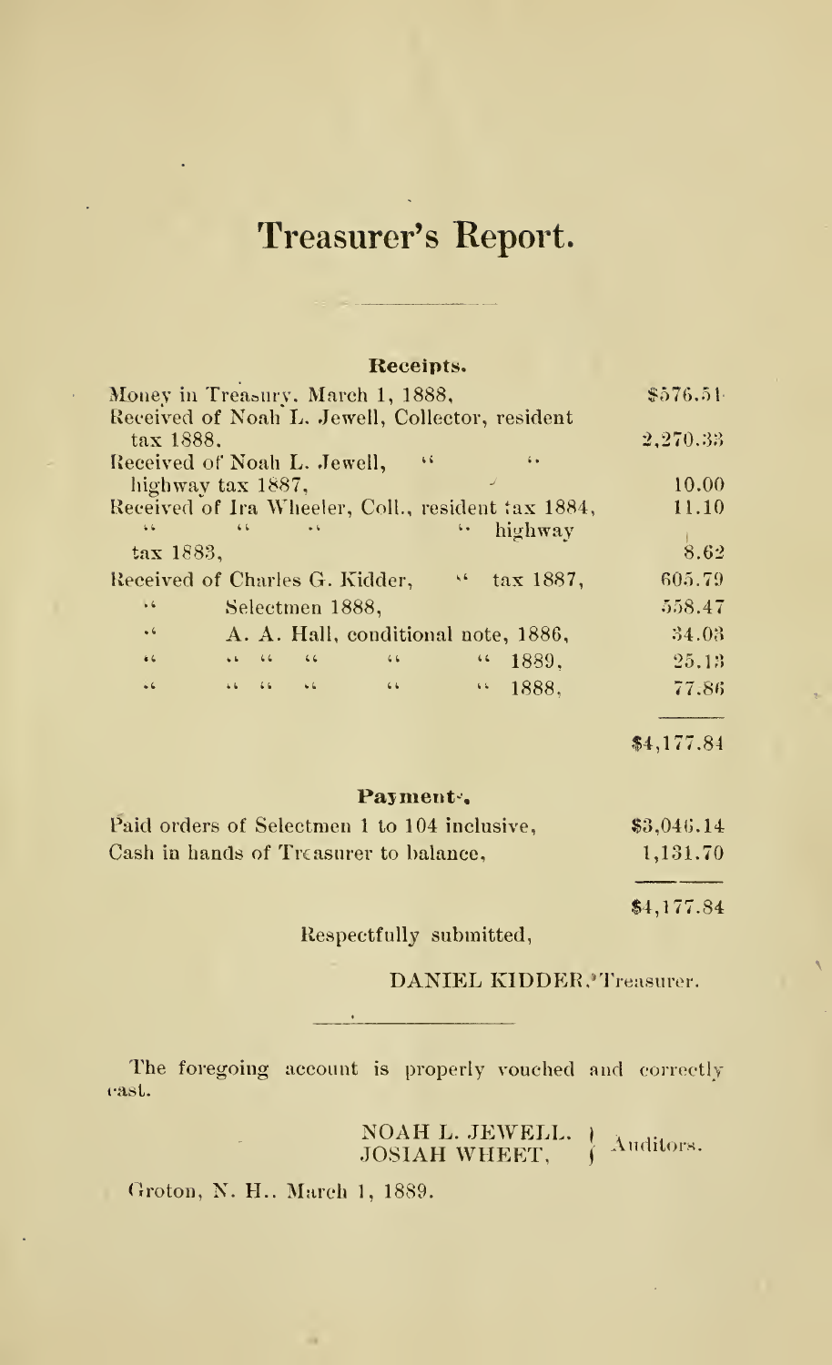# Treasurer's Report.

## Receipts.

| | |
|---|---|
| Money in Treasury, March 1, 1888, | $576.51 |
| Received of Noah L. Jewell, Collector, resident tax 1888, | 2,270.33 |
| Received of Noah L. Jewell, " " highway tax 1887, | 10.00 |
| Received of Ira Wheeler, Coll., resident tax 1884, | 11.10 |
| " " " " highway tax 1883, | 8.62 |
| Received of Charles G. Kidder, " tax 1887, | 605.79 |
| " Selectmen 1888, | 558.47 |
| " A. A. Hall, conditional note, 1886, | 34.03 |
| " " " " " " 1889, | 25.13 |
| " " " " " " 1888, | 77.86 |
| | $4,177.84 |

## Payments.

| | |
|---|---|
| Paid orders of Selectmen 1 to 104 inclusive, | $3,046.14 |
| Cash in hands of Treasurer to balance, | 1,131.70 |
| | $4,177.84 |

Respectfully submitted,

DANIEL KIDDER, Treasurer.

The foregoing account is properly vouched and correctly cast.

NOAH L. JEWELL,
JOSIAH WHEET, } Auditors.

Groton, N. H., March 1, 1889.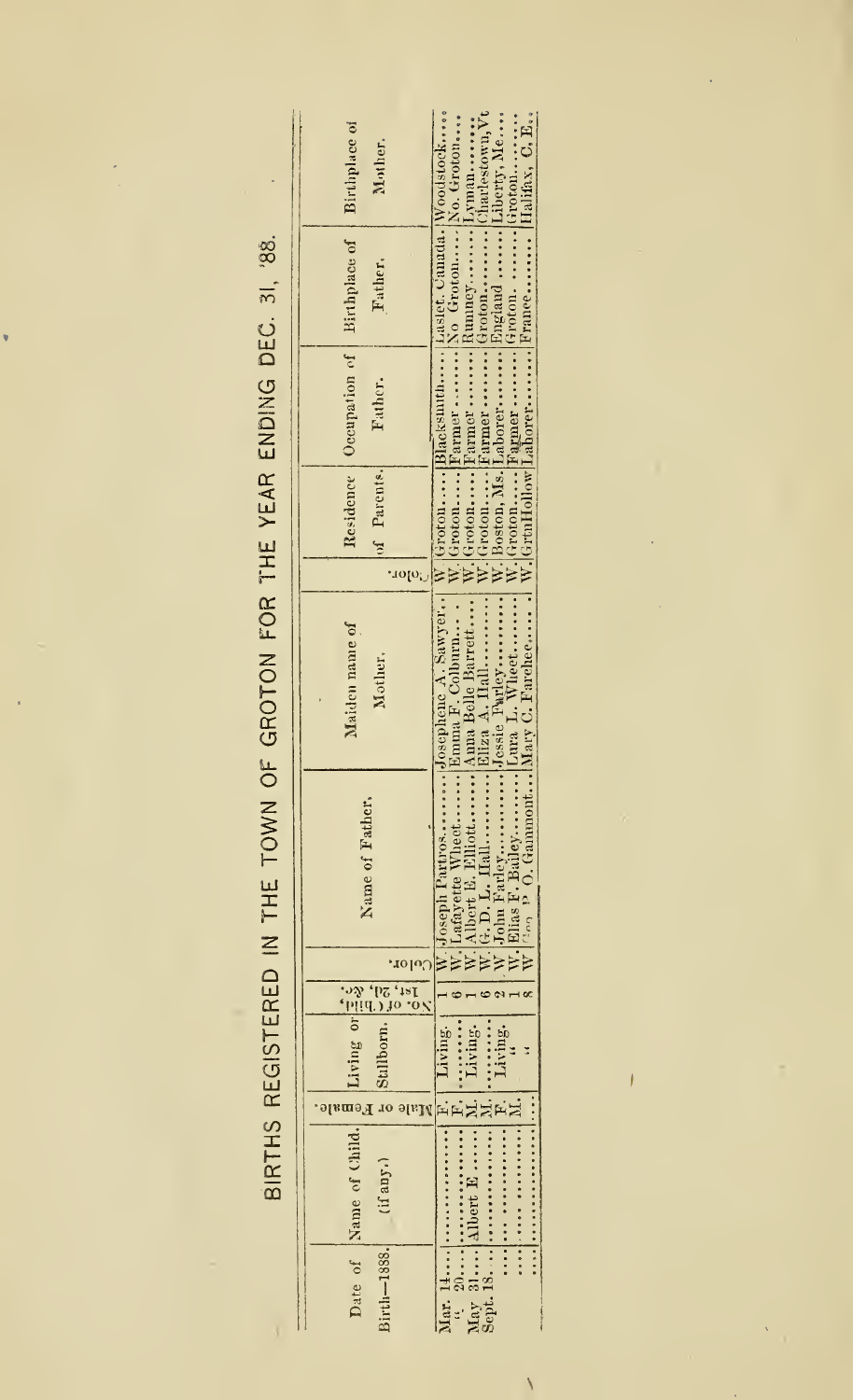# BIRTHS REGISTERED IN THE TOWN OF GROTON FOR THE YEAR ENDING DEC. 31, '88.

| Date of Birth—1888. | Name of Child. (if any.) | Male or Female. | Living or Stillborn. | No. of Child, 1st, 2d, &c. | Color. | Name of Father. | Maiden name of Mother. | Color. | Residence of Parents. | Occupation of Father. | Birthplace of Father. | Birthplace of Mother. |
|---|---|---|---|---|---|---|---|---|---|---|---|---|
| Mar. 14 | ........................ | F. | Living. | 1 | W. | Joseph Parttros........ | Josephene A. Sawyer.. | W. | Groton........ | Blacksmith...... | Laslet, Canada. | Woodstock...... |
| " 20 | ........................ | F. | ........... | 6 | W. | Lafayette Wheet........ | Emma F. Colburn........ | W. | Groton........ | Farmer........ | No. Groton...... | No. Groton...... |
| May 31 | Albert E........ | M. | Living. | 1 | W. | Albert E. Elliott........ | Anna Belle Barrett...... | W. | Groton........ | Farmer........ | Rumney........ | Lyman........ |
| Sept. 18 | ........................ | M. | ........... | 6 | W. | G. D. L. Hall........ | Eliza A. Hall........ | W. | Groton........ | Farmer........ | Groton........ | Charlestown, Vt |
| | ........................ | F. | Living. | 2 | W. | John Farley........ | Jessie Farley........ | W. | Boston, Ms. | Laborer........ | England........ | Liberty, Me..... |
| | ........................ | M. | " | 1 | W. | Elias F. Bailey........ | Lura L. Wheet........ | W. | Groton........ | Farmer........ | Groton........ | Groton........ |
| | ........................ | | " | 8 | W. | Geo. P. O. Gammont.... | Mary C. Parchee........ | W. | GrtnHollow | Laborer........ | France........ | Halifax, C. E.. |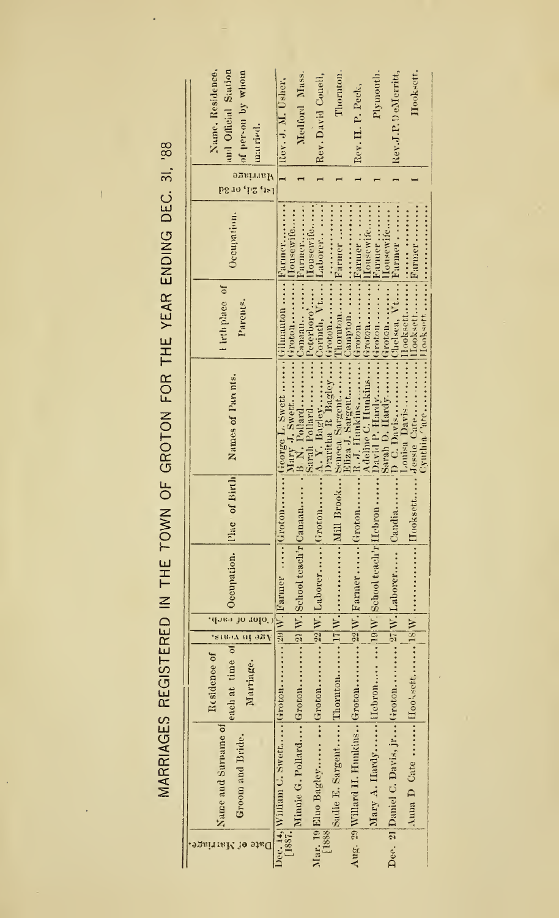# MARRIAGES REGISTERED IN THE TOWN OF GROTON FOR THE YEAR ENDING DEC. 31, '88

| Date of Marriage. | Name and Surname of Groom and Bride. | Residence of each at time of Marriage. | Age in years. | Color of each. | Occupation. | Place of Birth | Names of Parents. | Birthplace of Parents. | Occupation. | Marriage 1st, 2d, or 3d | Name, Residence, and Official Station of person by whom married. |
|---|---|---|---|---|---|---|---|---|---|---|---|
| Dec. 14, [1887. | William C. Swett | Groton | 29 | W. | Farmer | Groton | George L. Swett | Gilmanton | Farmer | 1 | Rev. J. M. Usher, |
| | | | | | | | Mary J. Swett | Groton | Housewife | | |
| | Minnie G. Pollard | Groton | 21 | W. | School teach'r | Canaan | B. N. Pollard | Canaan | Farmer | 1 | Medford Mass. |
| | | | | | | | Sarah Pollard | Peterboro' | Housewife | | |
| Mar. 19 [1888 | Elno Bagley | Groton | 22 | W. | Laborer | Groton | A. Y. Bagley | Corinth, Vt. | Laborer | 1 | Rev. David Conell, |
| | | | | | | | Draritha R. Bagley | Groton | | | |
| | Sadie E. Sargent | Thornton | 17 | W. | | Mill Brook | Seneca Sargent | Thornton | Farmer | 1 | Thornton. |
| | | | | | | | Eliza J. Sargent | Campton | | | |
| Aug. 29 | Willard H. Hunkins | Groton | 22 | W. | Farmer | Groton | R. J. Hunkins | Groton | Farmer | 1 | Rev. H. P. Peck, |
| | | | | | | | Adeline C. Hunkins | Groton | Housewife | | |
| | Mary A. Hardy | Hebron | 19 | W. | School teach'r | Hebron | David P. Hardy | Groton | Farmer | 1 | Plymouth. |
| | | | | | | | Sarah D. Hardy | Groton | Housewife | | |
| Dec. 21 | Daniel C. Davis, jr | Groton | 27 | W. | Laborer | Candia | D. C. Davis | Chelsea, Vt. | Farmer | 1 | Rev. J. P. DeMerritt, |
| | | | | | | | Louisa Davis | Hooksett | | | |
| | Anna D. Cate | Hooksett | 18 | W. | | Hooksett | Jessie Cate | Hooksett | Farmer | 1 | Hooksett. |
| | | | | | | | Cynthia Cate | Hooksett | | | |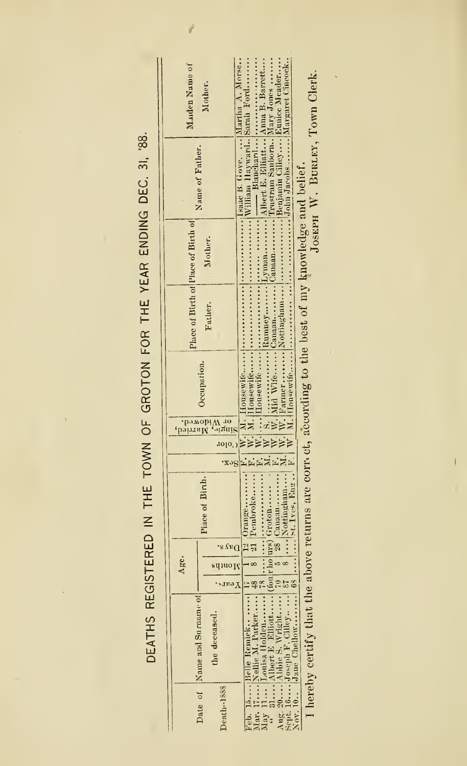# DEATHS REGISTERED IN THE TOWN OF GROTON FOR THE YEAR ENDING DEC. 31, '88.

| Date of Death-1888 | Name and Surname of the deceased. | Age. Years. | Months. | Days. | Place of Birth. | Sex. | Color. | Single, Married or Widowed. | Occupation. | Place of Birth of Father. | Place of Birth of Mother. | Name of Father. | Maiden Name of Mother. |
|---|---|---|---|---|---|---|---|---|---|---|---|---|---|
| Feb. 15 | Belle Remick | 17 | 1 | 12 | Orange | F. | W. | M. | Housewife | | | Isaac B. Gove | Martha A. Morse |
| Mar. 17 | Nellie M. Parker | 48 | 8 | 21 | Pembroke | F. | W. | M. | Housewife | | | William Hayward | Sarah Ford |
| May 11 | Louisa Holden | 78 | | | | F. | W. | | Housewife | | | ——— Blanchard | |
| " 31 | Albert E. Elliott | (four hours) | | | Groton | M. | W. | S. | | Rumney | Lyman | Albert E. Elliott | Anna B. Barrett |
| Aug. 20 | Abbie S. Wright | 70 | 5 | 28 | Canaan | F. | W. | W. | Mid Wife | Canaan | Canaan | Trustram Sanborn | Mary Jones |
| Sept. 16 | Joseph F. Cilley | 87 | 8 | | Nottingham | M. | W. | W. | Farmer | Nottingham | | Benjamin Cilley | Eunice Meader |
| Nov. 10 | Jane Chellow | 68 | | | St. Ives, Eng. | F | W | M. | Housewife | | | John Jacobs | Margaret Cincock |

I hereby certify that the above returns are correct, according to the best of my knowledge and belief.

JOSEPH W. BURLEY, Town Clerk.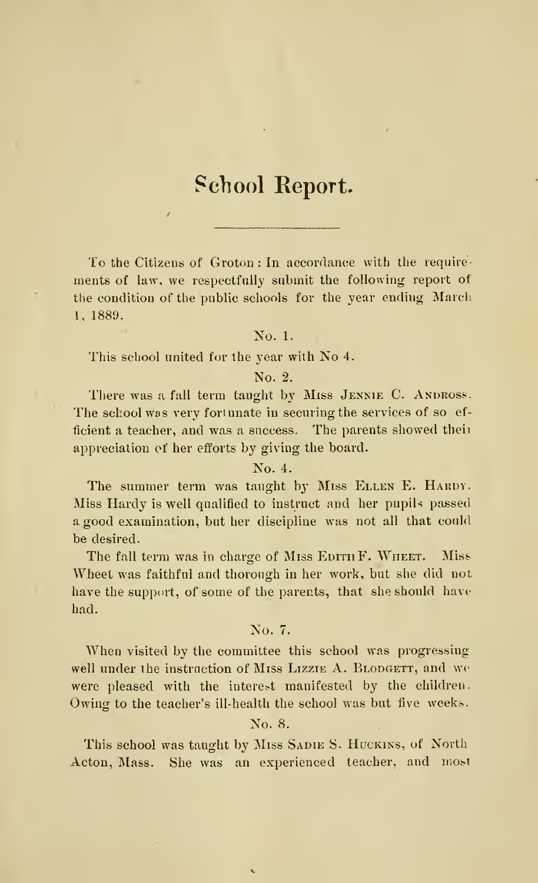# School Report.

To the Citizens of Groton: In accordance with the requirements of law, we respectfully submit the following report of the condition of the public schools for the year ending March 1, 1889.

### No. 1.

This school united for the year with No 4.

### No. 2.

There was a fall term taught by Miss Jennie C. Andross. The school was very fortunate in securing the services of so efficient a teacher, and was a success. The parents showed their appreciation of her efforts by giving the board.

### No. 4.

The summer term was taught by Miss Ellen E. Hardy. Miss Hardy is well qualified to instruct and her pupils passed a good examination, but her discipline was not all that could be desired.

The fall term was in charge of Miss Edith F. Wheet. Miss Wheet was faithful and thorough in her work, but she did not have the support, of some of the parents, that she should have had.

### No. 7.

When visited by the committee this school was progressing well under the instruction of Miss Lizzie A. Blodgett, and we were pleased with the interest manifested by the children. Owing to the teacher's ill-health the school was but five weeks.

### No. 8.

This school was taught by Miss Sadie S. Huckins, of North Acton, Mass. She was an experienced teacher, and most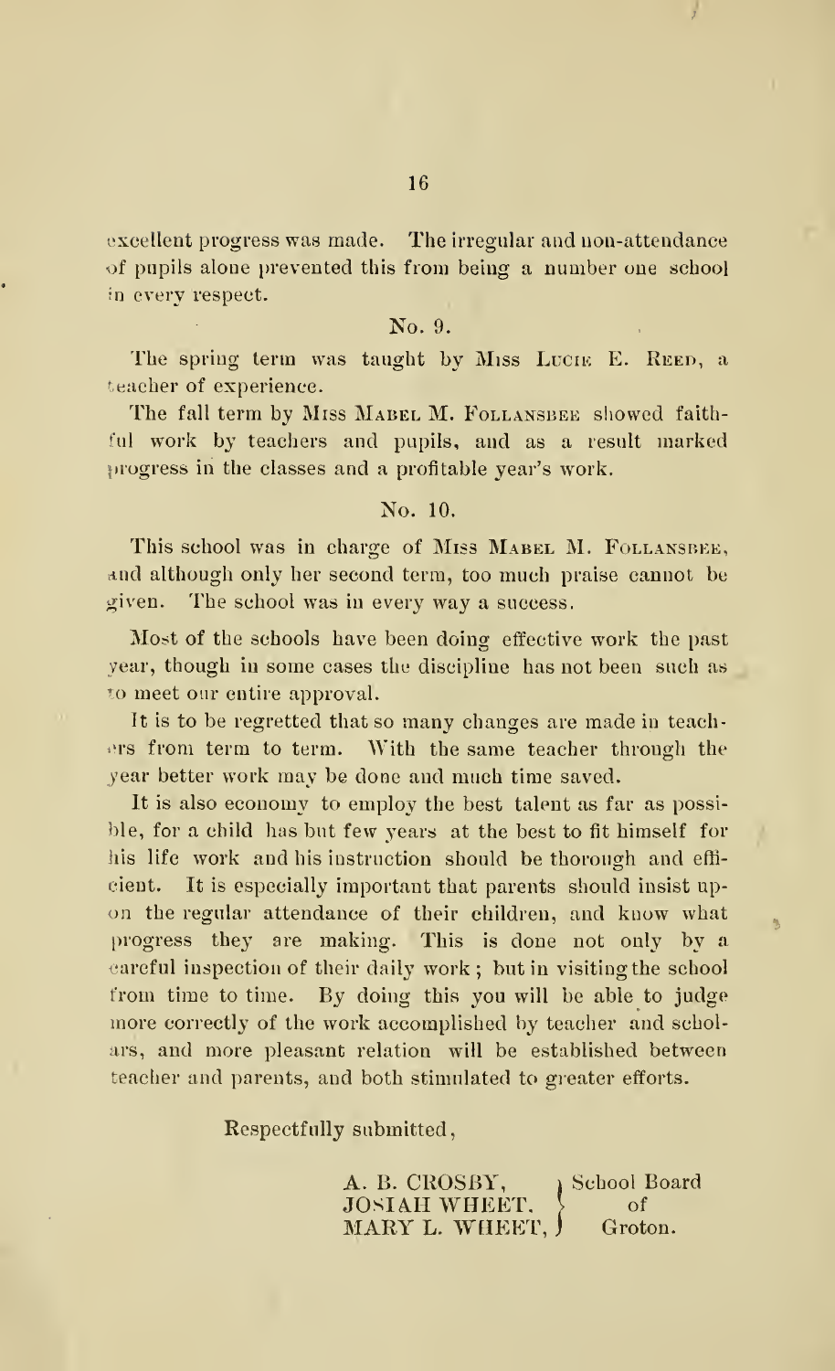excellent progress was made. The irregular and non-attendance of pupils alone prevented this from being a number one school in every respect.

### No. 9.

The spring term was taught by Miss Lucie E. Reed, a teacher of experience.

The fall term by Miss Mabel M. Follansbee showed faithful work by teachers and pupils, and as a result marked progress in the classes and a profitable year's work.

### No. 10.

This school was in charge of Miss Mabel M. Follansbee, and although only her second term, too much praise cannot be given. The school was in every way a success.

Most of the schools have been doing effective work the past year, though in some cases the discipline has not been such as to meet our entire approval.

It is to be regretted that so many changes are made in teachers from term to term. With the same teacher through the year better work may be done and much time saved.

It is also economy to employ the best talent as far as possible, for a child has but few years at the best to fit himself for his life work and his instruction should be thorough and efficient. It is especially important that parents should insist upon the regular attendance of their children, and know what progress they are making. This is done not only by a careful inspection of their daily work; but in visiting the school from time to time. By doing this you will be able to judge more correctly of the work accomplished by teacher and scholars, and more pleasant relation will be established between teacher and parents, and both stimulated to greater efforts.

Respectfully submitted,

A. B. CROSBY,
JOSIAH WHEET,
MARY L. WHEET,

School Board of Groton.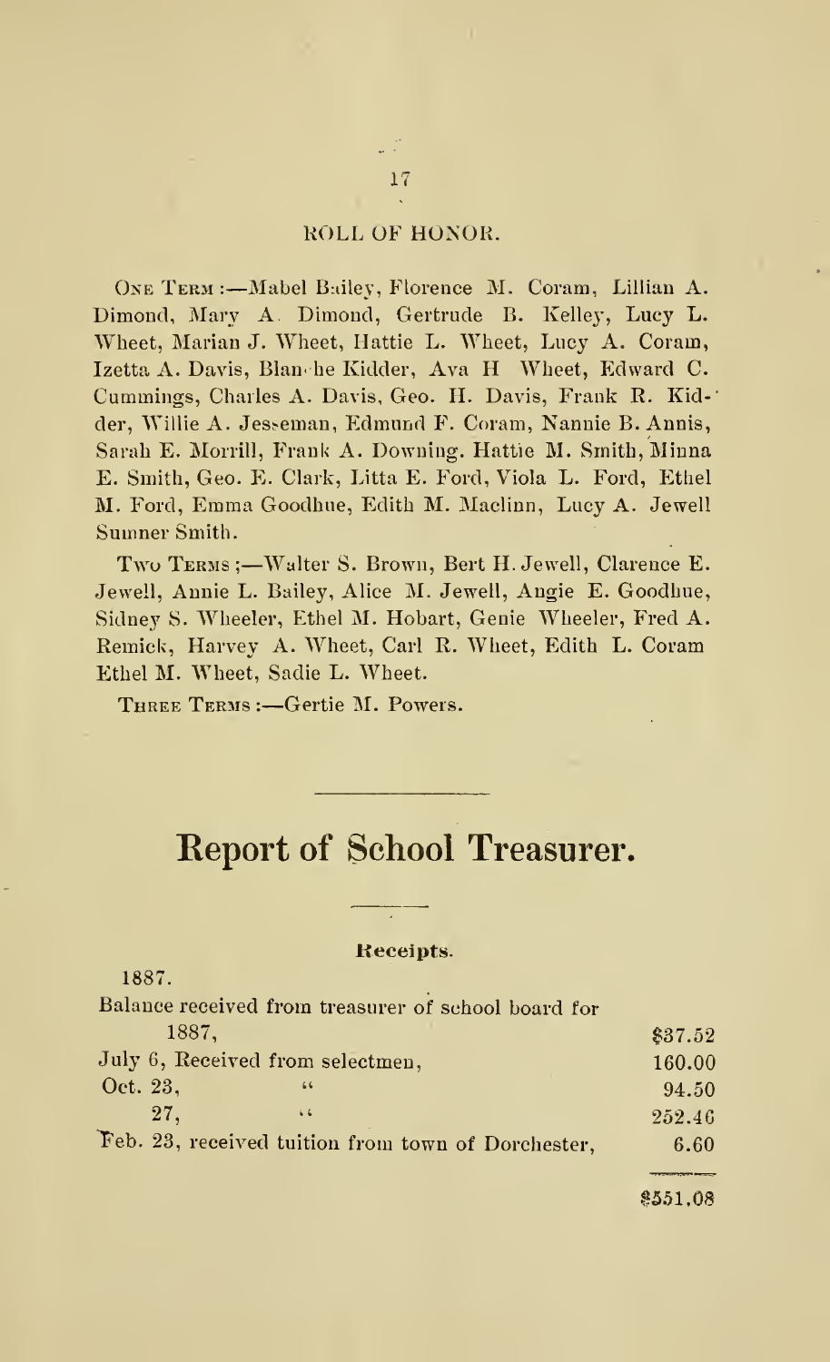## ROLL OF HONOR.

ONE TERM:—Mabel Bailey, Florence M. Coram, Lillian A. Dimond, Mary A. Dimond, Gertrude B. Kelley, Lucy L. Wheet, Marian J. Wheet, Hattie L. Wheet, Lucy A. Coram, Izetta A. Davis, Blanche Kidder, Ava H Wheet, Edward C. Cummings, Charles A. Davis, Geo. H. Davis, Frank R. Kidder, Willie A. Jesseman, Edmund F. Coram, Nannie B. Annis, Sarah E. Morrill, Frank A. Downing. Hattie M. Smith, Minna E. Smith, Geo. E. Clark, Litta E. Ford, Viola L. Ford, Ethel M. Ford, Emma Goodhue, Edith M. Maclinn, Lucy A. Jewell Sumner Smith.

TWO TERMS;—Walter S. Brown, Bert H. Jewell, Clarence E. Jewell, Annie L. Bailey, Alice M. Jewell, Angie E. Goodhue, Sidney S. Wheeler, Ethel M. Hobart, Genie Wheeler, Fred A. Remick, Harvey A. Wheet, Carl R. Wheet, Edith L. Coram Ethel M. Wheet, Sadie L. Wheet.

THREE TERMS:—Gertie M. Powers.

# Report of School Treasurer.

### Receipts.

| 1887. | |
|---|---|
| Balance received from treasurer of school board for 1887, | $37.52 |
| July 6, Received from selectmen, | 160.00 |
| Oct. 23, " | 94.50 |
| 27, " | 252.46 |
| Feb. 23, received tuition from town of Dorchester, | 6.60 |
| | $551.08 |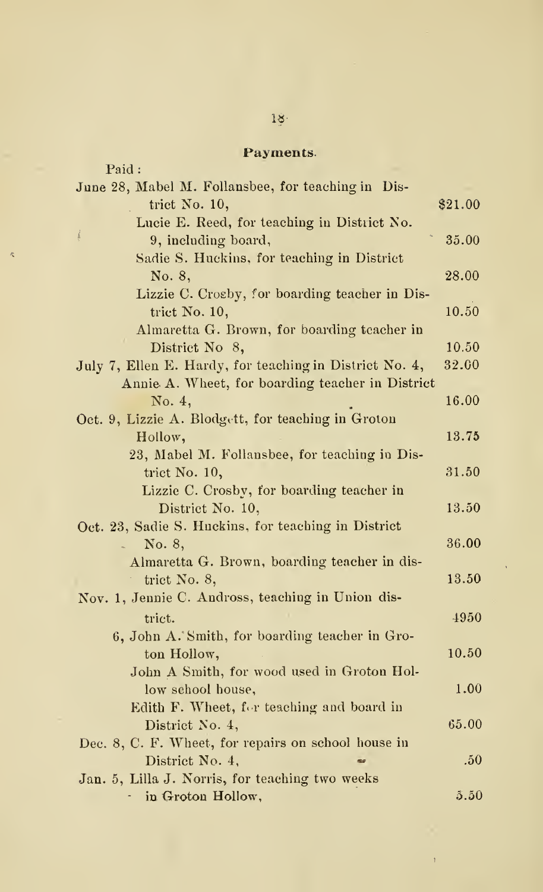## Payments.

Paid:

| | |
|---|---|
| June 28, Mabel M. Follansbee, for teaching in District No. 10, | $21.00 |
| Lucie E. Reed, for teaching in District No. 9, including board, | 35.00 |
| Sadie S. Huckins, for teaching in District No. 8, | 28.00 |
| Lizzie C. Crosby, for boarding teacher in District No. 10, | 10.50 |
| Almaretta G. Brown, for boarding teacher in District No 8, | 10.50 |
| July 7, Ellen E. Hardy, for teaching in District No. 4, | 32.00 |
| Annie A. Wheet, for boarding teacher in District No. 4, | 16.00 |
| Oct. 9, Lizzie A. Blodgett, for teaching in Groton Hollow, | 13.75 |
| 23, Mabel M. Follansbee, for teaching in District No. 10, | 31.50 |
| Lizzie C. Crosby, for boarding teacher in District No. 10, | 13.50 |
| Oct. 23, Sadie S. Huckins, for teaching in District No. 8, | 36.00 |
| Almaretta G. Brown, boarding teacher in district No. 8, | 13.50 |
| Nov. 1, Jennie C. Andross, teaching in Union district. | 4950 |
| 6, John A. Smith, for boarding teacher in Groton Hollow, | 10.50 |
| John A Smith, for wood used in Groton Hollow school house, | 1.00 |
| Edith F. Wheet, for teaching and board in District No. 4, | 65.00 |
| Dec. 8, C. F. Wheet, for repairs on school house in District No. 4, | .50 |
| Jan. 5, Lilla J. Norris, for teaching two weeks in Groton Hollow, | 5.50 |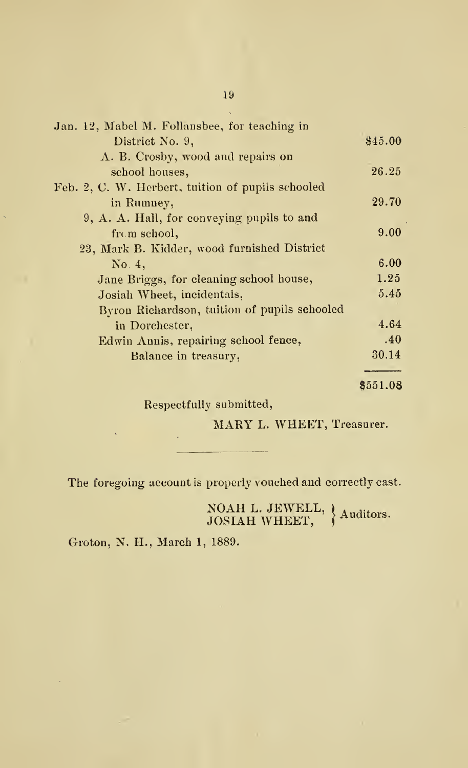| | |
|---|---|
| Jan. 12, Mabel M. Follansbee, for teaching in District No. 9, | $45.00 |
| A. B. Crosby, wood and repairs on school houses, | 26.25 |
| Feb. 2, C. W. Herbert, tuition of pupils schooled in Rumney, | 29.70 |
| 9, A. A. Hall, for conveying pupils to and from school, | 9.00 |
| 23, Mark B. Kidder, wood furnished District No. 4, | 6.00 |
| Jane Briggs, for cleaning school house, | 1.25 |
| Josiah Wheet, incidentals, | 5.45 |
| Byron Richardson, tuition of pupils schooled in Dorchester, | 4.64 |
| Edwin Annis, repairing school fence, | .40 |
| Balance in treasury, | 30.14 |
| | $551.08 |

Respectfully submitted,

MARY L. WHEET, Treasurer.

---

The foregoing account is properly vouched and correctly cast.

NOAH L. JEWELL, JOSIAH WHEET, } Auditors.

Groton, N. H., March 1, 1889.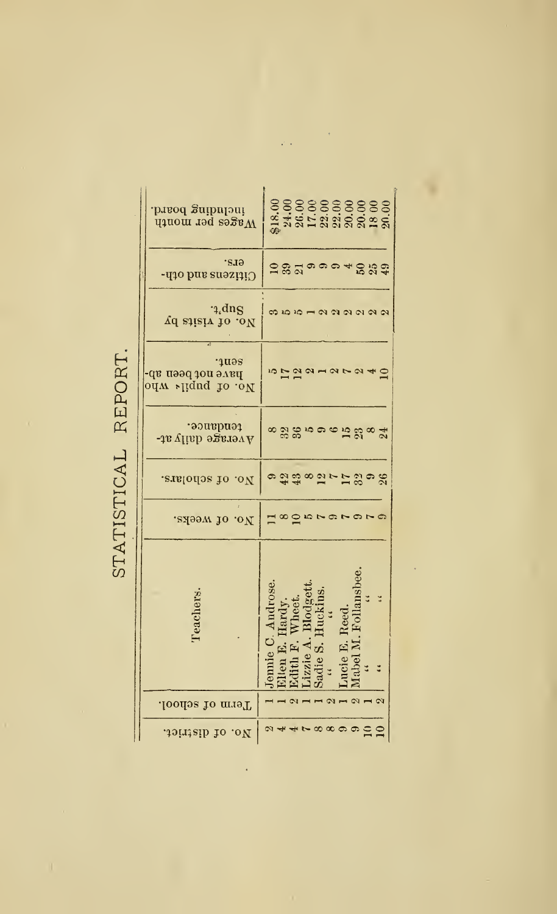# STATISTICAL REPORT.

| No. of district. | Term of school. | Teachers. | No. of weeks. | No. of scholars. | Average daily attendance. | No. of pupils who have not been absent. | No. of visits by Sup't. | Citizens and others. | Wages per month including board. |
|---|---|---|---|---|---|---|---|---|---|
| 2 | 1 | Jennie C. Androse. | 11 | 9 | 8 | 5 | 3 | 10 | $18.00 |
| 4 | 1 | Ellen E. Hardy. | 8 | 42 | 32 | 17 | 5 | 39 | 24.00 |
| 4 | 2 | Edith F. Wheet. | 10 | 43 | 36 | 12 | 5 | 21 | 26.00 |
| 7 | 1 | Lizzie A. Blodgett. | 5 | 8 | 5 | 2 | 1 | 9 | 17.00 |
| 8 | 1 | Sadie S. Huckins. | 7 | 12 | 6 | 1 | 2 | 9 | 22.00 |
| 8 | 2 | " | 9 | 7 | 6 | 2 | 2 | 9 | 22.00 |
| 9 | 1 | Lucie E. Reed. | 7 | 17 | 15 | 7 | 2 | 4 | 20.00 |
| 9 | 2 | Mabel M. Follansbee. | 9 | 32 | 23 | 2 | 2 | 50 | 20.00 |
| 10 | 1 | " | 7 | 9 | 8 | 4 | 2 | 25 | 18 00 |
| 10 | 2 | " | 9 | 26 | 24 | 10 | 2 | 49 | 20.00 |